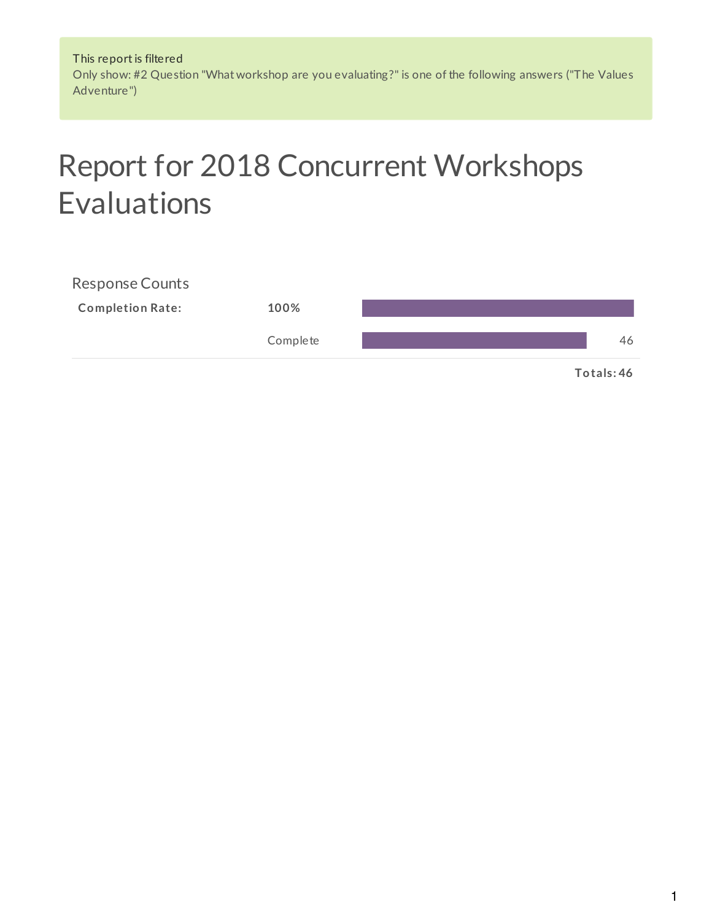This report is filtered
Only show: #2 Question "What workshop are you evaluating?" is one of the following answers ("The Values Adventure")

# Report for 2018 Concurrent Workshops Evaluations

## Response Counts

| | | |
|---|---|---|
| **Completion Rate:** | **100%** | |
| | Complete | 46 |
| | | **Totals: 46** |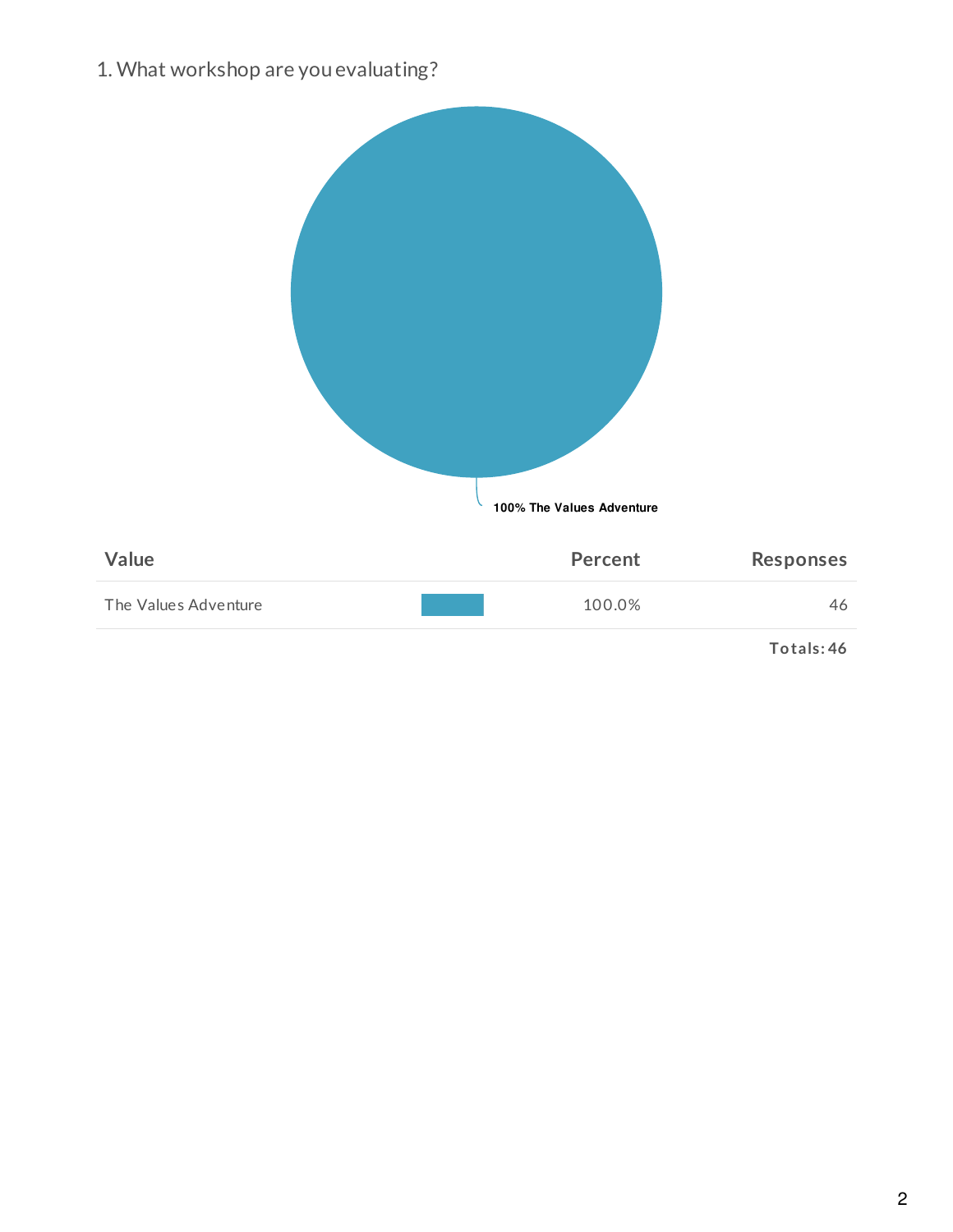1. What workshop are you evaluating?

100% The Values Adventure

| Value | Percent | Responses |
|---|---|---|
| The Values Adventure | 100.0% | 46 |
| | | Totals: 46 |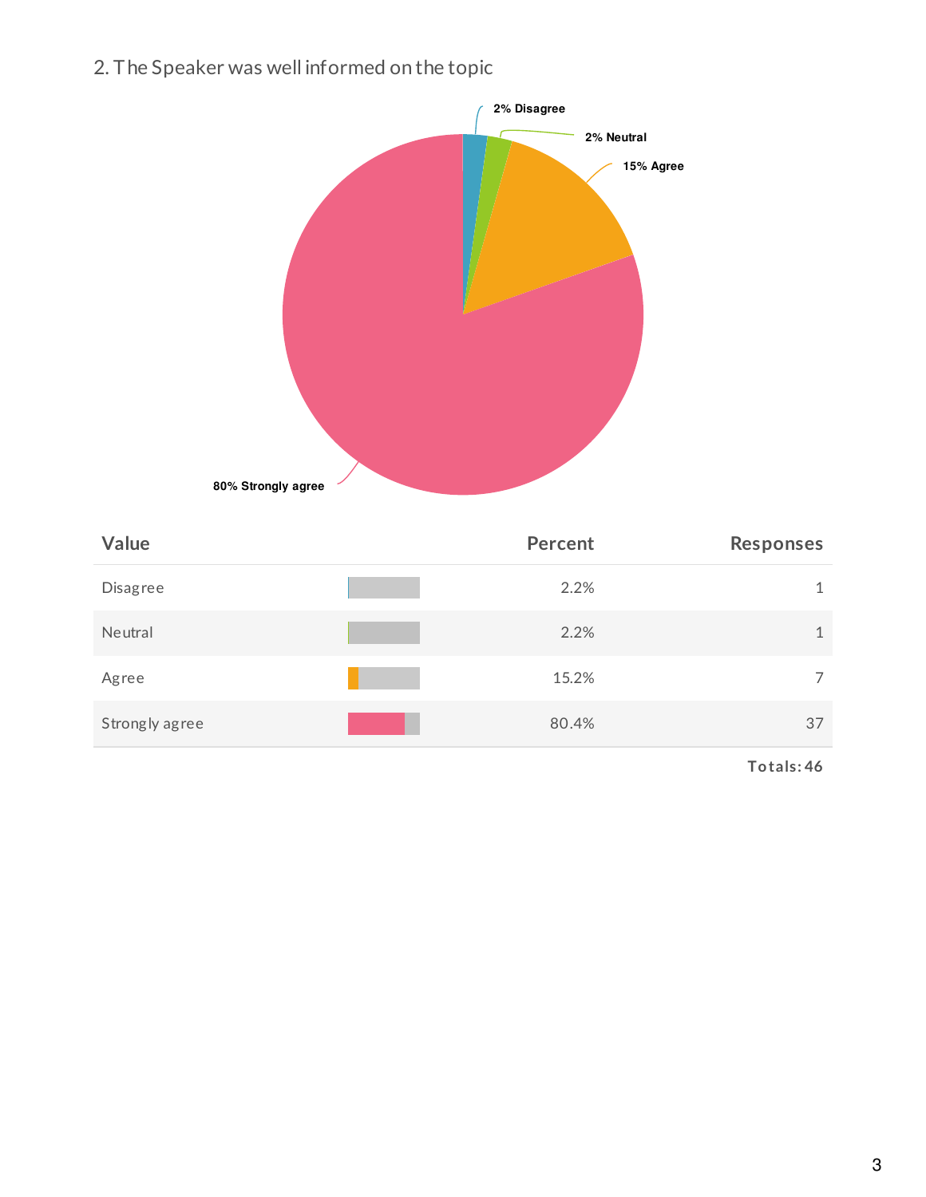## 2. The Speaker was well informed on the topic

2% Disagree

2% Neutral

15% Agree

80% Strongly agree

| Value | | Percent | Responses |
|---|---|---|---|
| Disagree | | 2.2% | 1 |
| Neutral | | 2.2% | 1 |
| Agree | | 15.2% | 7 |
| Strongly agree | | 80.4% | 37 |

**Totals: 46**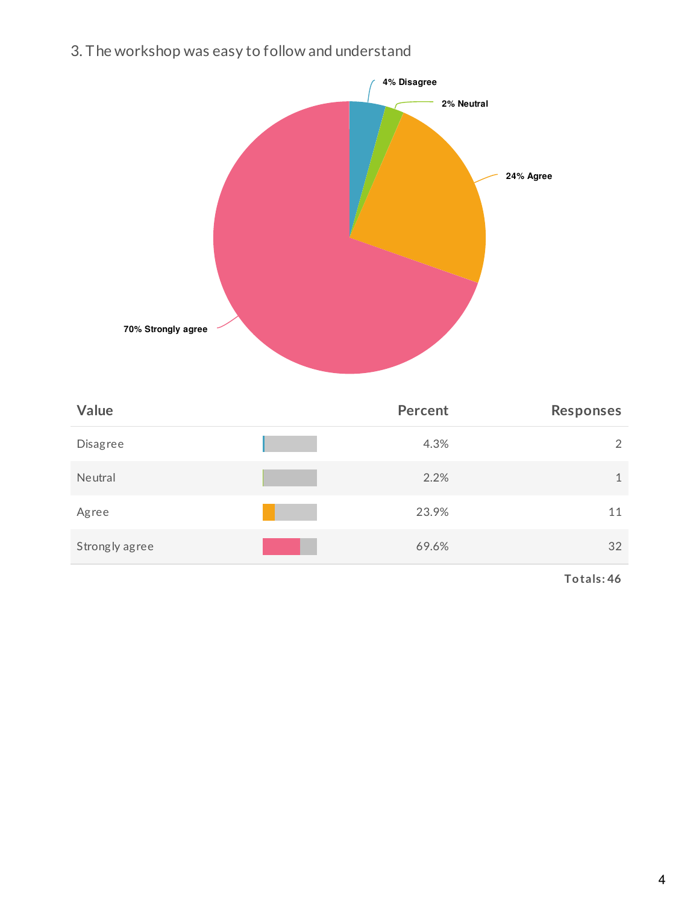## 3. The workshop was easy to follow and understand

4% Disagree
2% Neutral
24% Agree
70% Strongly agree

| Value | Percent | Responses |
|---|---|---|
| Disagree | 4.3% | 2 |
| Neutral | 2.2% | 1 |
| Agree | 23.9% | 11 |
| Strongly agree | 69.6% | 32 |

Totals: 46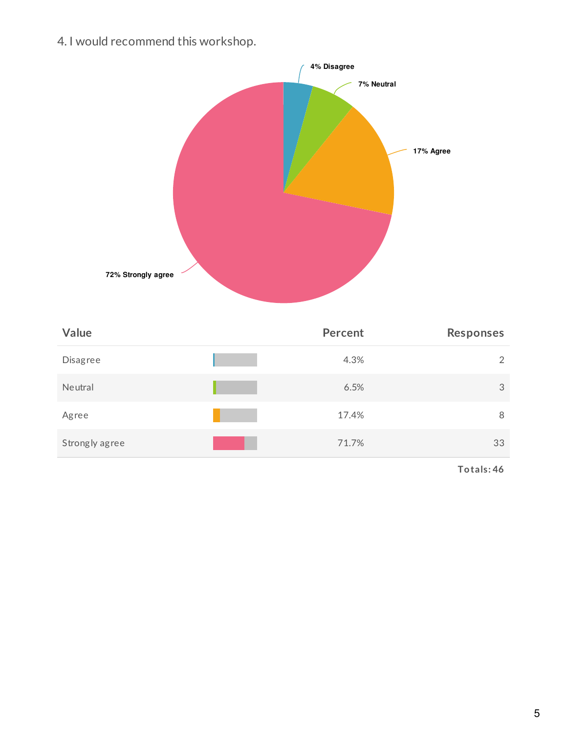4. I would recommend this workshop.

4% Disagree

7% Neutral

17% Agree

72% Strongly agree

| Value | Percent | Responses |
|---|---|---|
| Disagree | 4.3% | 2 |
| Neutral | 6.5% | 3 |
| Agree | 17.4% | 8 |
| Strongly agree | 71.7% | 33 |

Totals: 46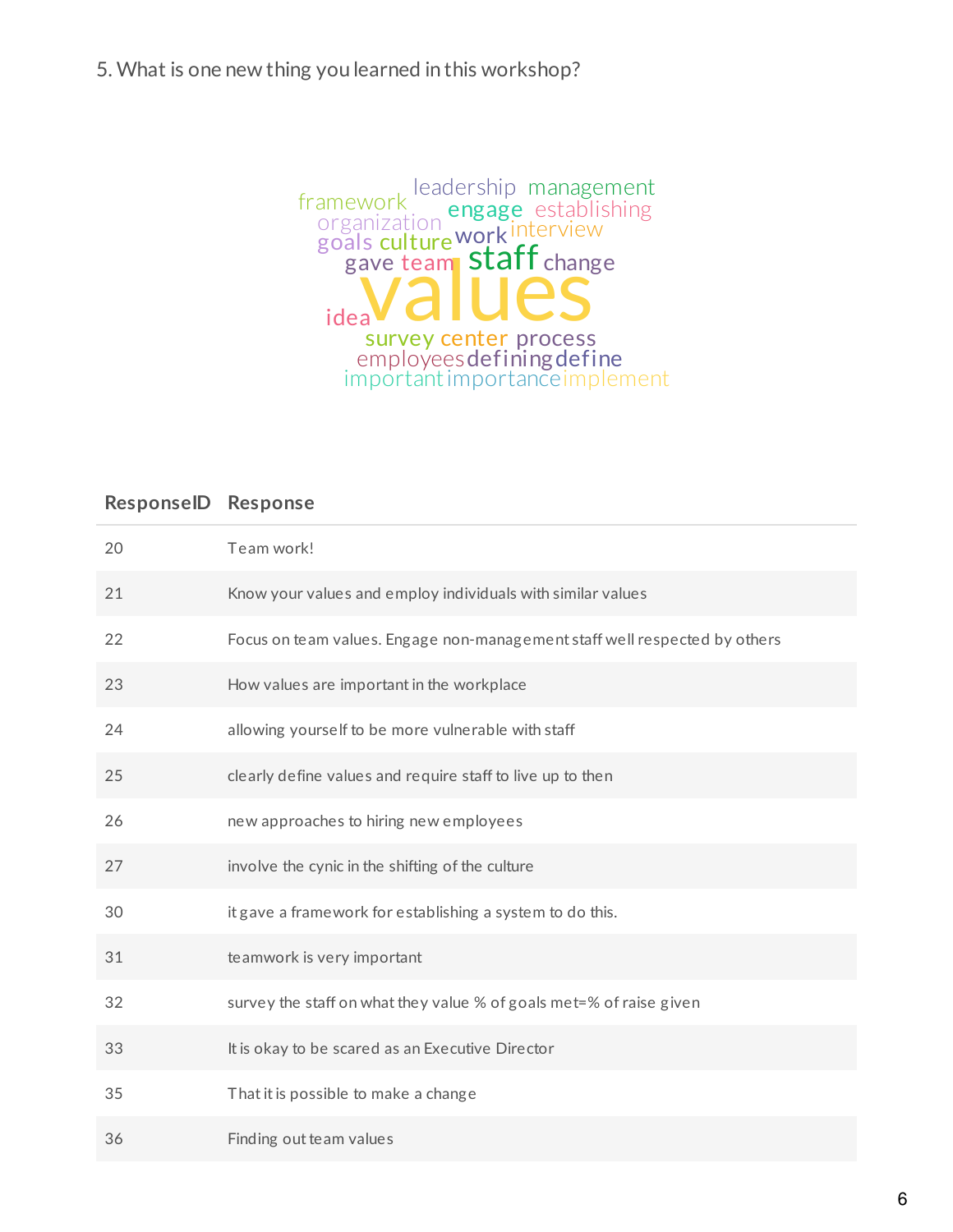5. What is one new thing you learned in this workshop?

| ResponseID | Response |
|---|---|
| 20 | Team work! |
| 21 | Know your values and employ individuals with similar values |
| 22 | Focus on team values. Engage non-management staff well respected by others |
| 23 | How values are important in the workplace |
| 24 | allowing yourself to be more vulnerable with staff |
| 25 | clearly define values and require staff to live up to then |
| 26 | new approaches to hiring new employees |
| 27 | involve the cynic in the shifting of the culture |
| 30 | it gave a framework for establishing a system to do this. |
| 31 | teamwork is very important |
| 32 | survey the staff on what they value % of goals met=% of raise given |
| 33 | It is okay to be scared as an Executive Director |
| 35 | That it is possible to make a change |
| 36 | Finding out team values |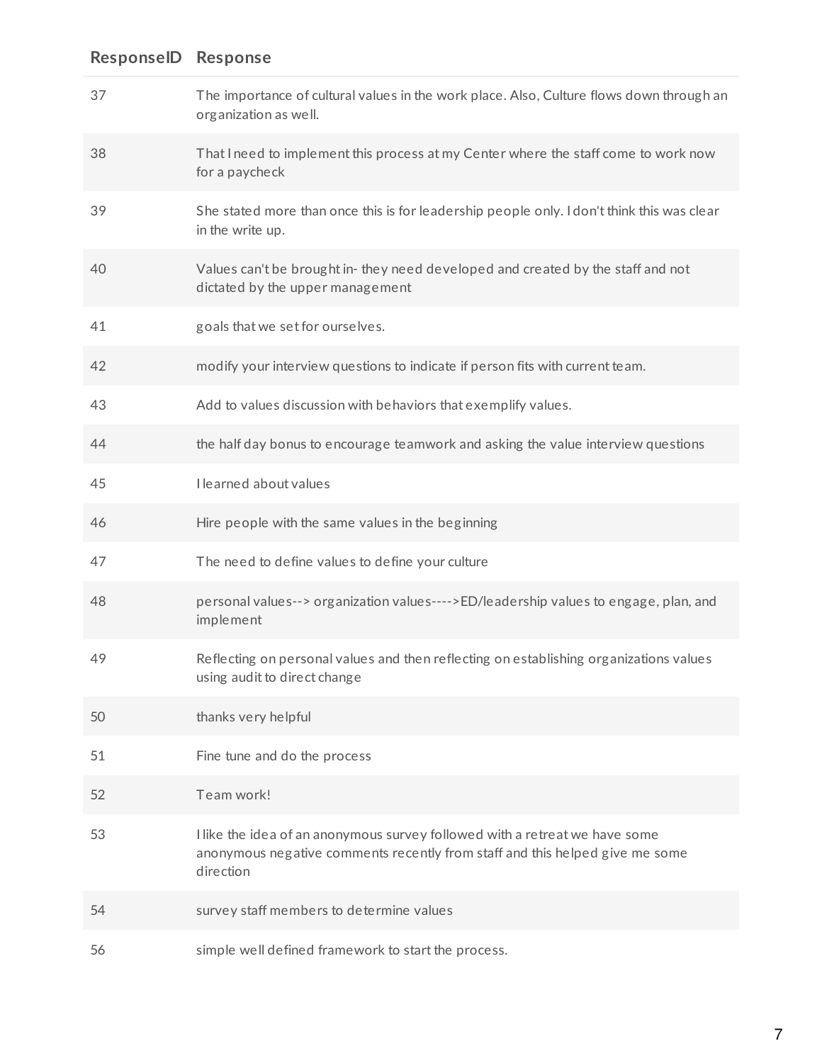| ResponseID | Response |
| --- | --- |
| 37 | The importance of cultural values in the work place. Also, Culture flows down through an organization as well. |
| 38 | That I need to implement this process at my Center where the staff come to work now for a paycheck |
| 39 | She stated more than once this is for leadership people only. I don't think this was clear in the write up. |
| 40 | Values can't be brought in- they need developed and created by the staff and not dictated by the upper management |
| 41 | goals that we set for ourselves. |
| 42 | modify your interview questions to indicate if person fits with current team. |
| 43 | Add to values discussion with behaviors that exemplify values. |
| 44 | the half day bonus to encourage teamwork and asking the value interview questions |
| 45 | I learned about values |
| 46 | Hire people with the same values in the beginning |
| 47 | The need to define values to define your culture |
| 48 | personal values--> organization values---->ED/leadership values to engage, plan, and implement |
| 49 | Reflecting on personal values and then reflecting on establishing organizations values using audit to direct change |
| 50 | thanks very helpful |
| 51 | Fine tune and do the process |
| 52 | Team work! |
| 53 | I like the idea of an anonymous survey followed with a retreat we have some anonymous negative comments recently from staff and this helped give me some direction |
| 54 | survey staff members to determine values |
| 56 | simple well defined framework to start the process. |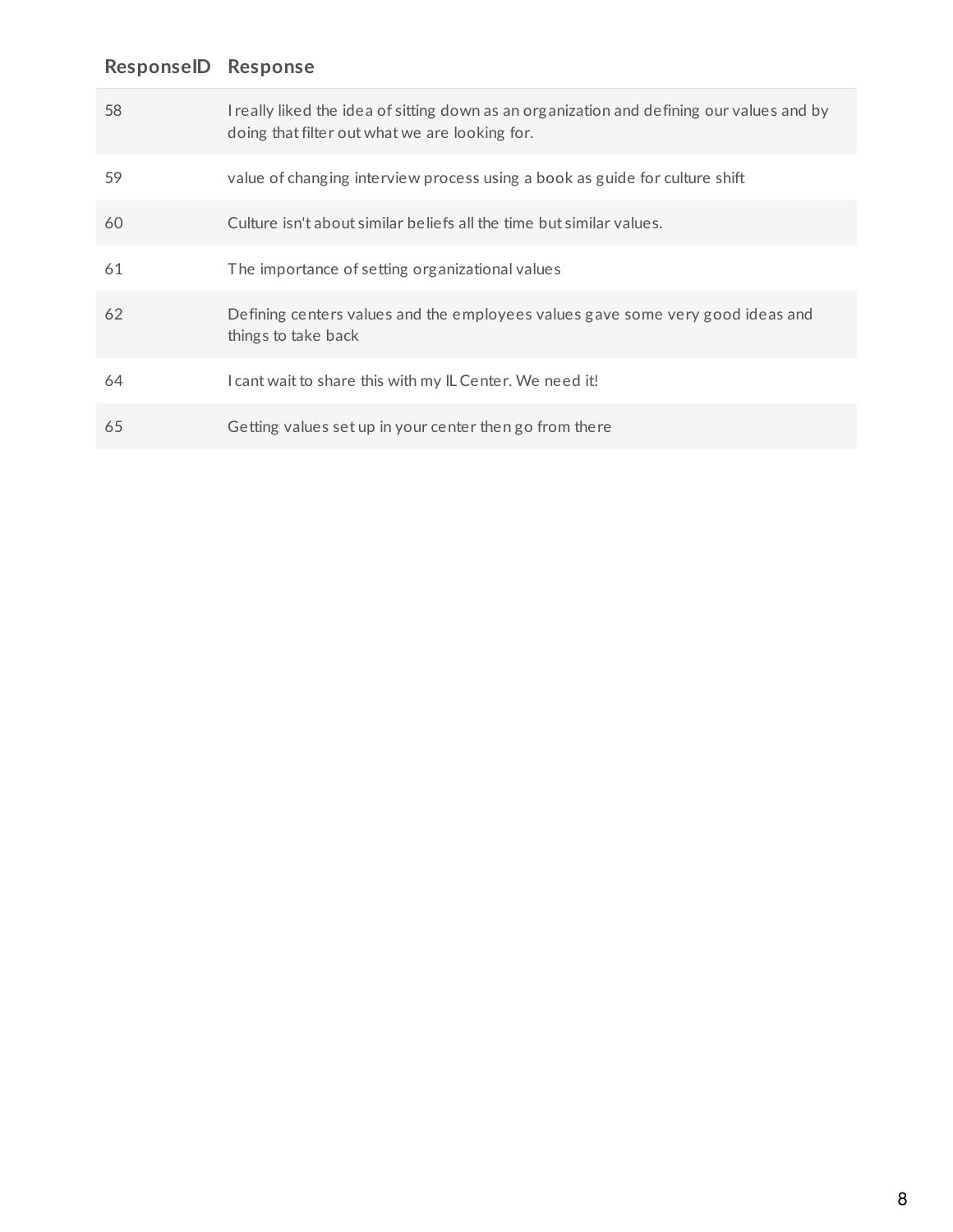| ResponseID | Response |
|---|---|
| 58 | I really liked the idea of sitting down as an organization and defining our values and by doing that filter out what we are looking for. |
| 59 | value of changing interview process using a book as guide for culture shift |
| 60 | Culture isn't about similar beliefs all the time but similar values. |
| 61 | The importance of setting organizational values |
| 62 | Defining centers values and the employees values gave some very good ideas and things to take back |
| 64 | I cant wait to share this with my IL Center. We need it! |
| 65 | Getting values set up in your center then go from there |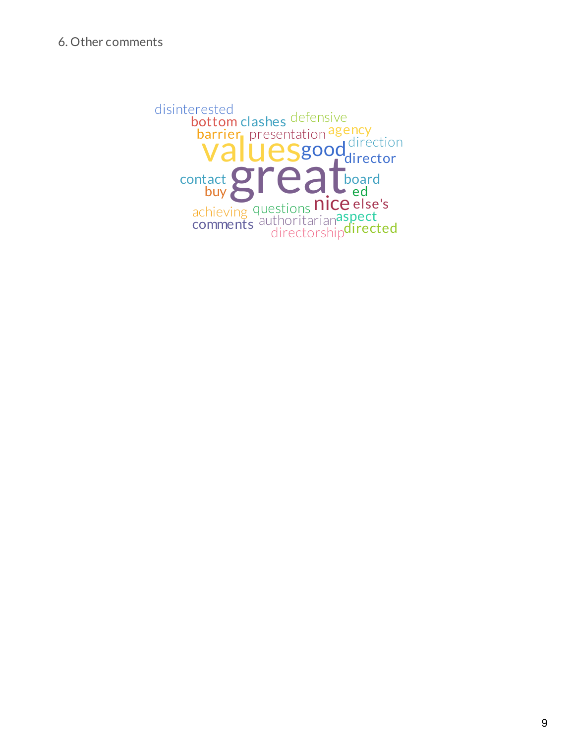6. Other comments

disinterested bottom clashes defensive barrier presentation agency values good direction director great contact board buy ed achieving questions nice else's comments authoritarian aspect directorship directed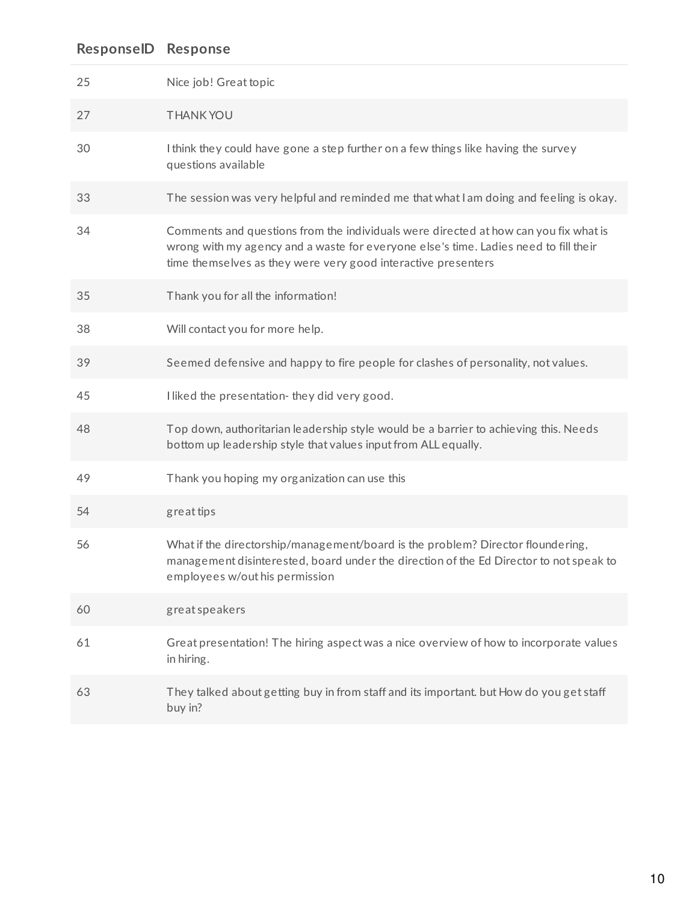| ResponseID | Response |
| --- | --- |
| 25 | Nice job! Great topic |
| 27 | THANK YOU |
| 30 | I think they could have gone a step further on a few things like having the survey questions available |
| 33 | The session was very helpful and reminded me that what I am doing and feeling is okay. |
| 34 | Comments and questions from the individuals were directed at how can you fix what is wrong with my agency and a waste for everyone else's time. Ladies need to fill their time themselves as they were very good interactive presenters |
| 35 | Thank you for all the information! |
| 38 | Will contact you for more help. |
| 39 | Seemed defensive and happy to fire people for clashes of personality, not values. |
| 45 | I liked the presentation- they did very good. |
| 48 | Top down, authoritarian leadership style would be a barrier to achieving this. Needs bottom up leadership style that values input from ALL equally. |
| 49 | Thank you hoping my organization can use this |
| 54 | great tips |
| 56 | What if the directorship/management/board is the problem? Director floundering, management disinterested, board under the direction of the Ed Director to not speak to employees w/out his permission |
| 60 | great speakers |
| 61 | Great presentation! The hiring aspect was a nice overview of how to incorporate values in hiring. |
| 63 | They talked about getting buy in from staff and its important. but How do you get staff buy in? |